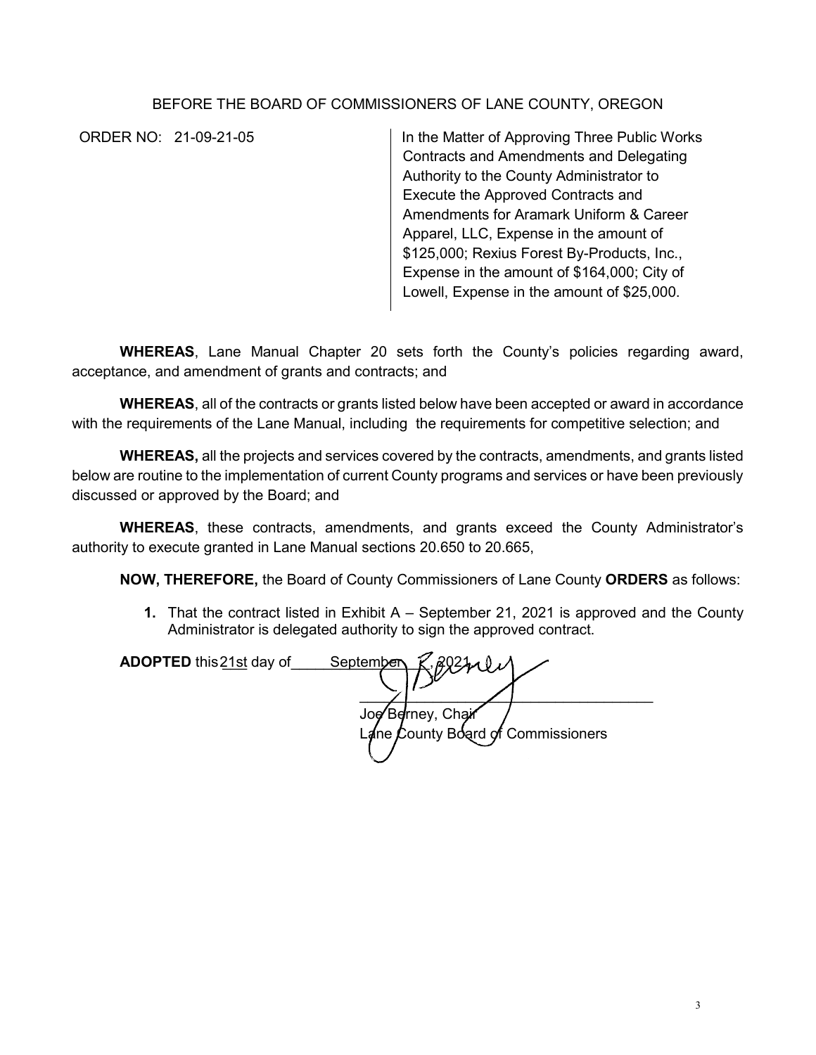BEFORE THE BOARD OF COMMISSIONERS OF LANE COUNTY, OREGON

| ORDER NO: 21-09-21-05 | In the Matter of Approving Three Public Works Contracts and Amendments and Delegating Authority to the County Administrator to Execute the Approved Contracts and Amendments for Aramark Uniform & Career Apparel, LLC, Expense in the amount of $125,000; Rexius Forest By-Products, Inc., Expense in the amount of $164,000; City of Lowell, Expense in the amount of $25,000. |
| --- | --- |

**WHEREAS**, Lane Manual Chapter 20 sets forth the County's policies regarding award, acceptance, and amendment of grants and contracts; and

**WHEREAS**, all of the contracts or grants listed below have been accepted or award in accordance with the requirements of the Lane Manual, including the requirements for competitive selection; and

**WHEREAS,** all the projects and services covered by the contracts, amendments, and grants listed below are routine to the implementation of current County programs and services or have been previously discussed or approved by the Board; and

**WHEREAS**, these contracts, amendments, and grants exceed the County Administrator's authority to execute granted in Lane Manual sections 20.650 to 20.665,

**NOW, THEREFORE,** the Board of County Commissioners of Lane County **ORDERS** as follows:

1. That the contract listed in Exhibit A – September 21, 2021 is approved and the County Administrator is delegated authority to sign the approved contract.

**ADOPTED** this 21st day of September, 2021.

Joe Berney, Chair
Lane County Board of Commissioners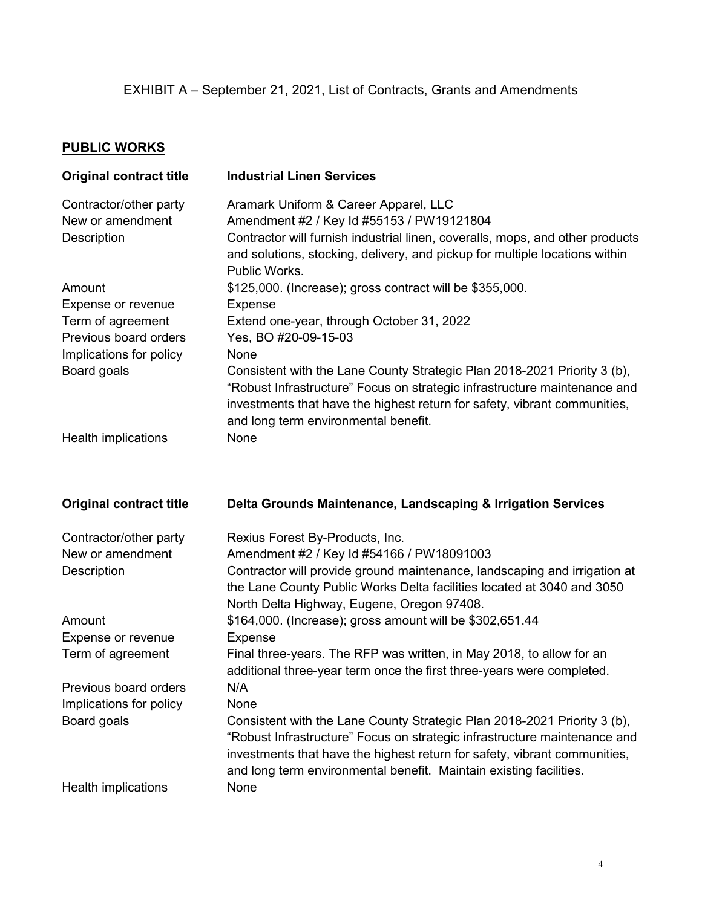EXHIBIT A – September 21, 2021, List of Contracts, Grants and Amendments

## PUBLIC WORKS

| **Original contract title** | **Industrial Linen Services** |
|---|---|
| Contractor/other party | Aramark Uniform & Career Apparel, LLC |
| New or amendment | Amendment #2 / Key Id #55153 / PW19121804 |
| Description | Contractor will furnish industrial linen, coveralls, mops, and other products and solutions, stocking, delivery, and pickup for multiple locations within Public Works. |
| Amount | $125,000. (Increase); gross contract will be $355,000. |
| Expense or revenue | Expense |
| Term of agreement | Extend one-year, through October 31, 2022 |
| Previous board orders | Yes, BO #20-09-15-03 |
| Implications for policy | None |
| Board goals | Consistent with the Lane County Strategic Plan 2018-2021 Priority 3 (b), "Robust Infrastructure" Focus on strategic infrastructure maintenance and investments that have the highest return for safety, vibrant communities, and long term environmental benefit. |
| Health implications | None |

| **Original contract title** | **Delta Grounds Maintenance, Landscaping & Irrigation Services** |
|---|---|
| Contractor/other party | Rexius Forest By-Products, Inc. |
| New or amendment | Amendment #2 / Key Id #54166 / PW18091003 |
| Description | Contractor will provide ground maintenance, landscaping and irrigation at the Lane County Public Works Delta facilities located at 3040 and 3050 North Delta Highway, Eugene, Oregon 97408. |
| Amount | $164,000. (Increase); gross amount will be $302,651.44 |
| Expense or revenue | Expense |
| Term of agreement | Final three-years. The RFP was written, in May 2018, to allow for an additional three-year term once the first three-years were completed. |
| Previous board orders | N/A |
| Implications for policy | None |
| Board goals | Consistent with the Lane County Strategic Plan 2018-2021 Priority 3 (b), "Robust Infrastructure" Focus on strategic infrastructure maintenance and investments that have the highest return for safety, vibrant communities, and long term environmental benefit. Maintain existing facilities. |
| Health implications | None |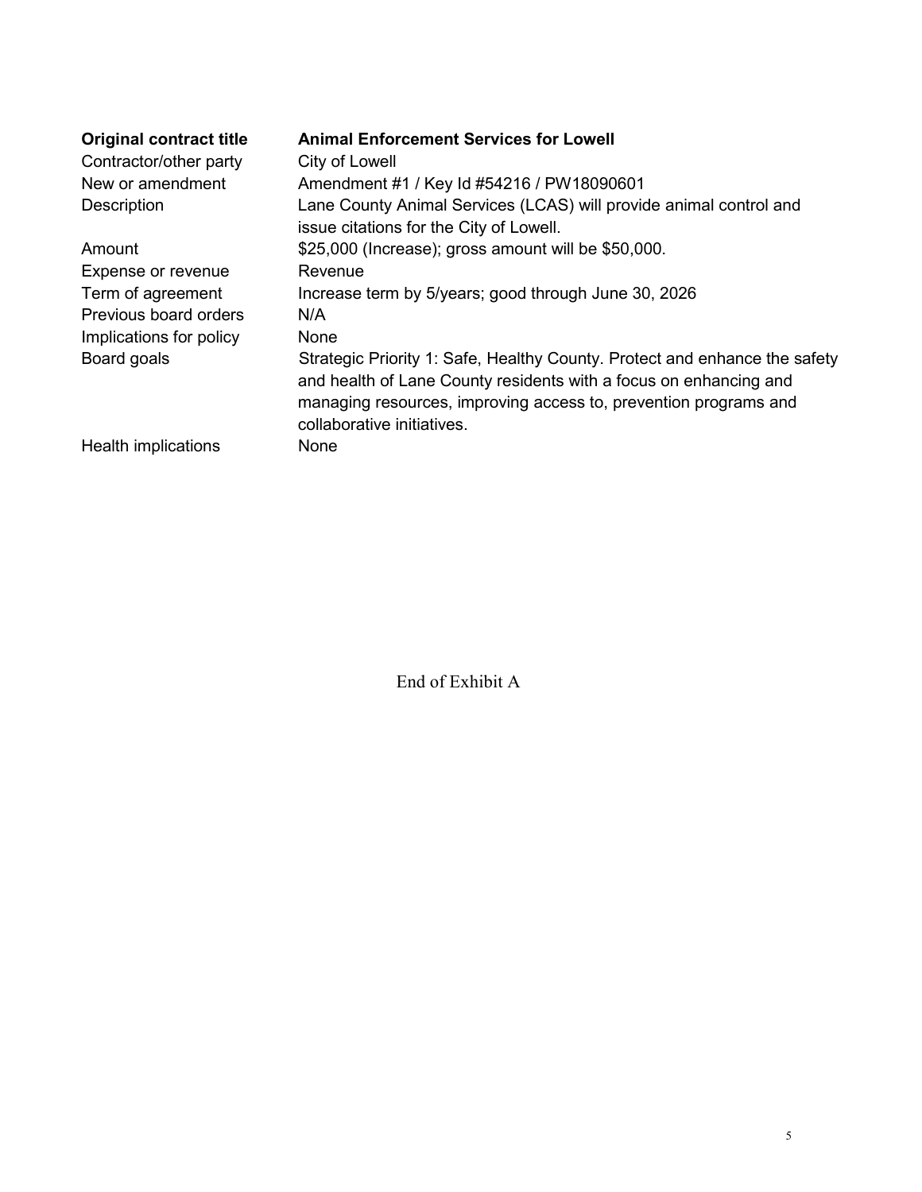| | |
|---|---|
| **Original contract title** | **Animal Enforcement Services for Lowell** |
| Contractor/other party | City of Lowell |
| New or amendment | Amendment #1 / Key Id #54216 / PW18090601 |
| Description | Lane County Animal Services (LCAS) will provide animal control and issue citations for the City of Lowell. |
| Amount | $25,000 (Increase); gross amount will be $50,000. |
| Expense or revenue | Revenue |
| Term of agreement | Increase term by 5/years; good through June 30, 2026 |
| Previous board orders | N/A |
| Implications for policy | None |
| Board goals | Strategic Priority 1: Safe, Healthy County. Protect and enhance the safety and health of Lane County residents with a focus on enhancing and managing resources, improving access to, prevention programs and collaborative initiatives. |
| Health implications | None |

End of Exhibit A